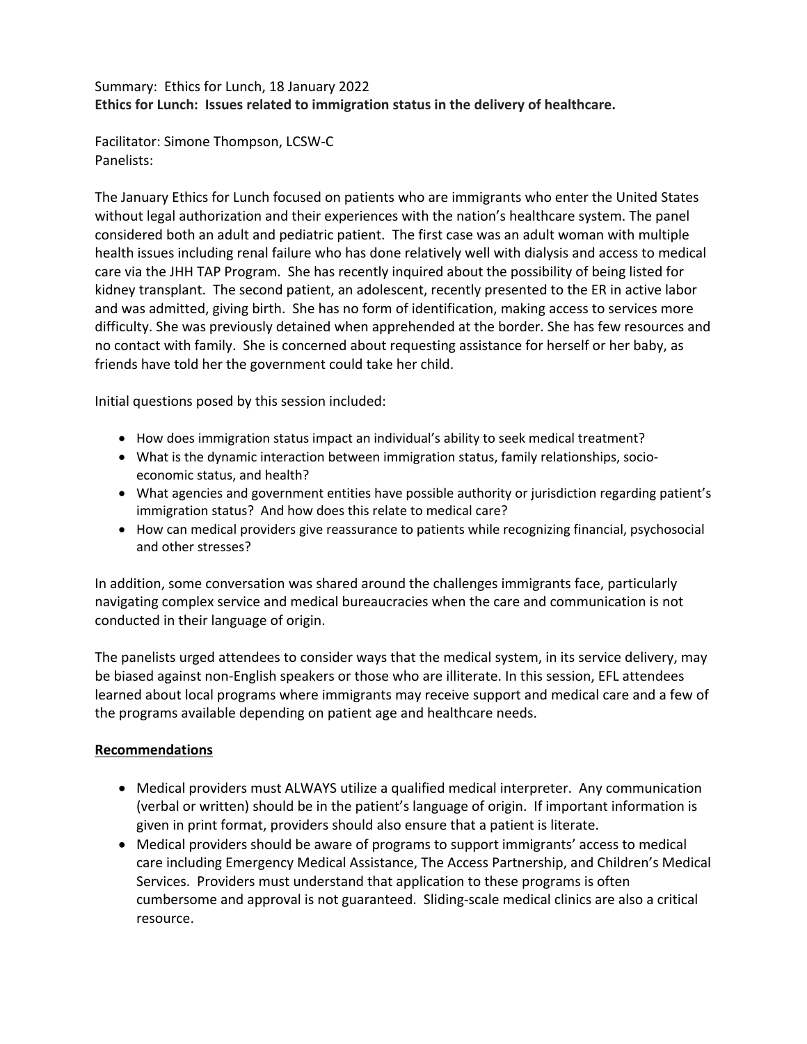Summary: Ethics for Lunch, 18 January 2022

**Ethics for Lunch: Issues related to immigration status in the delivery of healthcare.**

Facilitator: Simone Thompson, LCSW-C

Panelists:

The January Ethics for Lunch focused on patients who are immigrants who enter the United States without legal authorization and their experiences with the nation's healthcare system. The panel considered both an adult and pediatric patient. The first case was an adult woman with multiple health issues including renal failure who has done relatively well with dialysis and access to medical care via the JHH TAP Program. She has recently inquired about the possibility of being listed for kidney transplant. The second patient, an adolescent, recently presented to the ER in active labor and was admitted, giving birth. She has no form of identification, making access to services more difficulty. She was previously detained when apprehended at the border. She has few resources and no contact with family. She is concerned about requesting assistance for herself or her baby, as friends have told her the government could take her child.

Initial questions posed by this session included:

- How does immigration status impact an individual's ability to seek medical treatment?
- What is the dynamic interaction between immigration status, family relationships, socio-economic status, and health?
- What agencies and government entities have possible authority or jurisdiction regarding patient's immigration status? And how does this relate to medical care?
- How can medical providers give reassurance to patients while recognizing financial, psychosocial and other stresses?

In addition, some conversation was shared around the challenges immigrants face, particularly navigating complex service and medical bureaucracies when the care and communication is not conducted in their language of origin.

The panelists urged attendees to consider ways that the medical system, in its service delivery, may be biased against non-English speakers or those who are illiterate. In this session, EFL attendees learned about local programs where immigrants may receive support and medical care and a few of the programs available depending on patient age and healthcare needs.

**Recommendations**

- Medical providers must ALWAYS utilize a qualified medical interpreter. Any communication (verbal or written) should be in the patient's language of origin. If important information is given in print format, providers should also ensure that a patient is literate.
- Medical providers should be aware of programs to support immigrants' access to medical care including Emergency Medical Assistance, The Access Partnership, and Children's Medical Services. Providers must understand that application to these programs is often cumbersome and approval is not guaranteed. Sliding-scale medical clinics are also a critical resource.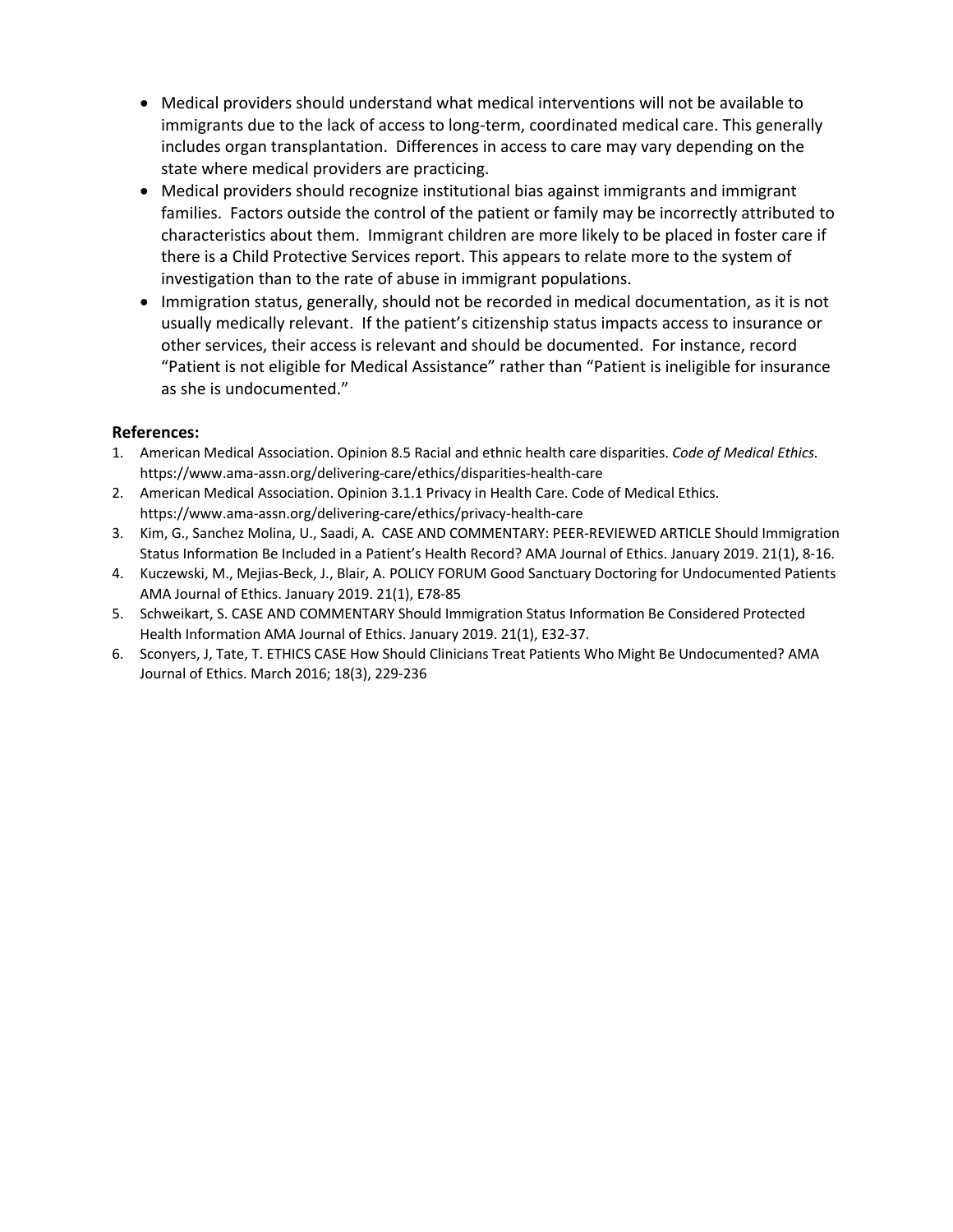- Medical providers should understand what medical interventions will not be available to immigrants due to the lack of access to long-term, coordinated medical care. This generally includes organ transplantation. Differences in access to care may vary depending on the state where medical providers are practicing.
- Medical providers should recognize institutional bias against immigrants and immigrant families. Factors outside the control of the patient or family may be incorrectly attributed to characteristics about them. Immigrant children are more likely to be placed in foster care if there is a Child Protective Services report. This appears to relate more to the system of investigation than to the rate of abuse in immigrant populations.
- Immigration status, generally, should not be recorded in medical documentation, as it is not usually medically relevant. If the patient's citizenship status impacts access to insurance or other services, their access is relevant and should be documented. For instance, record "Patient is not eligible for Medical Assistance" rather than "Patient is ineligible for insurance as she is undocumented."

**References:**

1. American Medical Association. Opinion 8.5 Racial and ethnic health care disparities. *Code of Medical Ethics.* https://www.ama-assn.org/delivering-care/ethics/disparities-health-care
2. American Medical Association. Opinion 3.1.1 Privacy in Health Care. Code of Medical Ethics. https://www.ama-assn.org/delivering-care/ethics/privacy-health-care
3. Kim, G., Sanchez Molina, U., Saadi, A. CASE AND COMMENTARY: PEER-REVIEWED ARTICLE Should Immigration Status Information Be Included in a Patient's Health Record? AMA Journal of Ethics. January 2019. 21(1), 8-16.
4. Kuczewski, M., Mejias-Beck, J., Blair, A. POLICY FORUM Good Sanctuary Doctoring for Undocumented Patients AMA Journal of Ethics. January 2019. 21(1), E78-85
5. Schweikart, S. CASE AND COMMENTARY Should Immigration Status Information Be Considered Protected Health Information AMA Journal of Ethics. January 2019. 21(1), E32-37.
6. Sconyers, J, Tate, T. ETHICS CASE How Should Clinicians Treat Patients Who Might Be Undocumented? AMA Journal of Ethics. March 2016; 18(3), 229-236